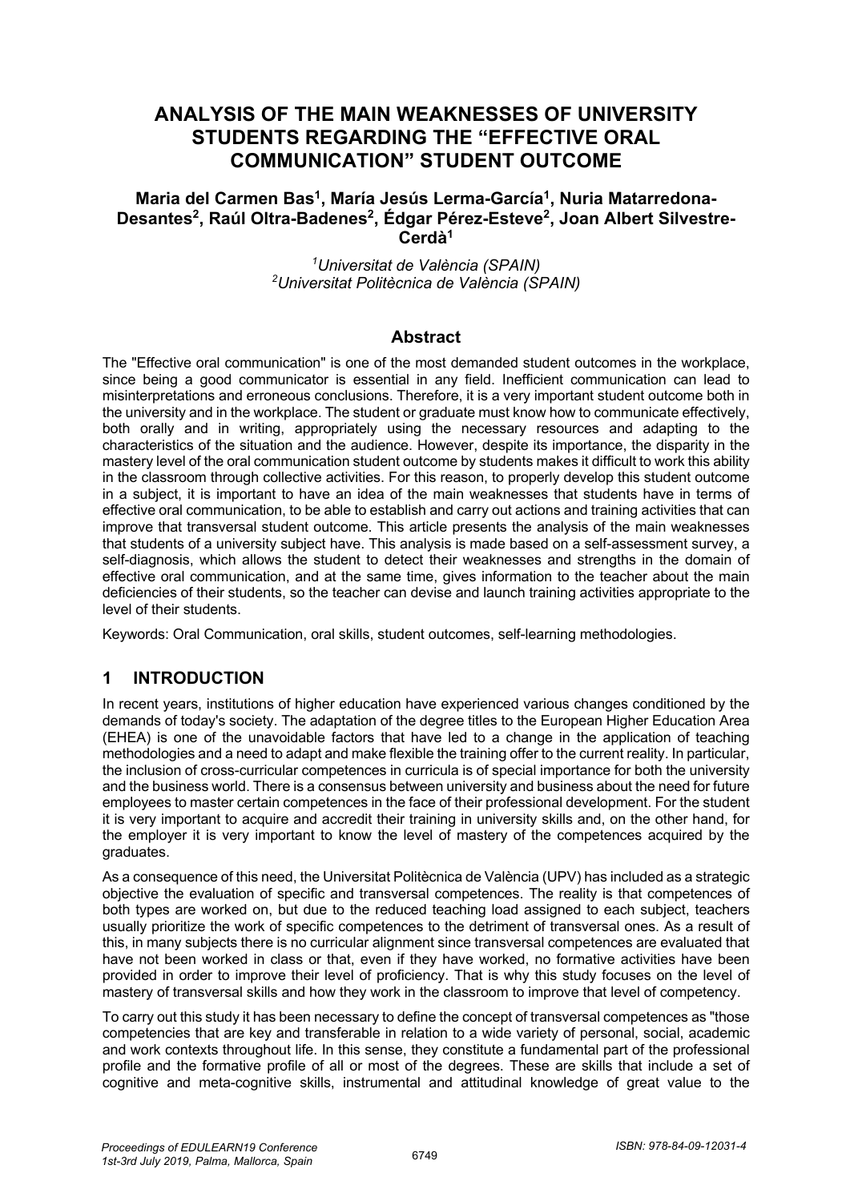# ANALYSIS OF THE MAIN WEAKNESSES OF UNIVERSITY STUDENTS REGARDING THE "EFFECTIVE ORAL COMMUNICATION" STUDENT OUTCOME

**Maria del Carmen Bas[1], María Jesús Lerma-García[1], Nuria Matarredona-Desantes[2], Raúl Oltra-Badenes[2], Édgar Pérez-Esteve[2], Joan Albert Silvestre-Cerdà[1]**

*[1]Universitat de València (SPAIN)*
*[2]Universitat Politècnica de València (SPAIN)*

## Abstract

The "Effective oral communication" is one of the most demanded student outcomes in the workplace, since being a good communicator is essential in any field. Inefficient communication can lead to misinterpretations and erroneous conclusions. Therefore, it is a very important student outcome both in the university and in the workplace. The student or graduate must know how to communicate effectively, both orally and in writing, appropriately using the necessary resources and adapting to the characteristics of the situation and the audience. However, despite its importance, the disparity in the mastery level of the oral communication student outcome by students makes it difficult to work this ability in the classroom through collective activities. For this reason, to properly develop this student outcome in a subject, it is important to have an idea of the main weaknesses that students have in terms of effective oral communication, to be able to establish and carry out actions and training activities that can improve that transversal student outcome. This article presents the analysis of the main weaknesses that students of a university subject have. This analysis is made based on a self-assessment survey, a self-diagnosis, which allows the student to detect their weaknesses and strengths in the domain of effective oral communication, and at the same time, gives information to the teacher about the main deficiencies of their students, so the teacher can devise and launch training activities appropriate to the level of their students.

Keywords: Oral Communication, oral skills, student outcomes, self-learning methodologies.

## 1 INTRODUCTION

In recent years, institutions of higher education have experienced various changes conditioned by the demands of today's society. The adaptation of the degree titles to the European Higher Education Area (EHEA) is one of the unavoidable factors that have led to a change in the application of teaching methodologies and a need to adapt and make flexible the training offer to the current reality. In particular, the inclusion of cross-curricular competences in curricula is of special importance for both the university and the business world. There is a consensus between university and business about the need for future employees to master certain competences in the face of their professional development. For the student it is very important to acquire and accredit their training in university skills and, on the other hand, for the employer it is very important to know the level of mastery of the competences acquired by the graduates.

As a consequence of this need, the Universitat Politècnica de València (UPV) has included as a strategic objective the evaluation of specific and transversal competences. The reality is that competences of both types are worked on, but due to the reduced teaching load assigned to each subject, teachers usually prioritize the work of specific competences to the detriment of transversal ones. As a result of this, in many subjects there is no curricular alignment since transversal competences are evaluated that have not been worked in class or that, even if they have worked, no formative activities have been provided in order to improve their level of proficiency. That is why this study focuses on the level of mastery of transversal skills and how they work in the classroom to improve that level of competency.

To carry out this study it has been necessary to define the concept of transversal competences as "those competencies that are key and transferable in relation to a wide variety of personal, social, academic and work contexts throughout life. In this sense, they constitute a fundamental part of the professional profile and the formative profile of all or most of the degrees. These are skills that include a set of cognitive and meta-cognitive skills, instrumental and attitudinal knowledge of great value to the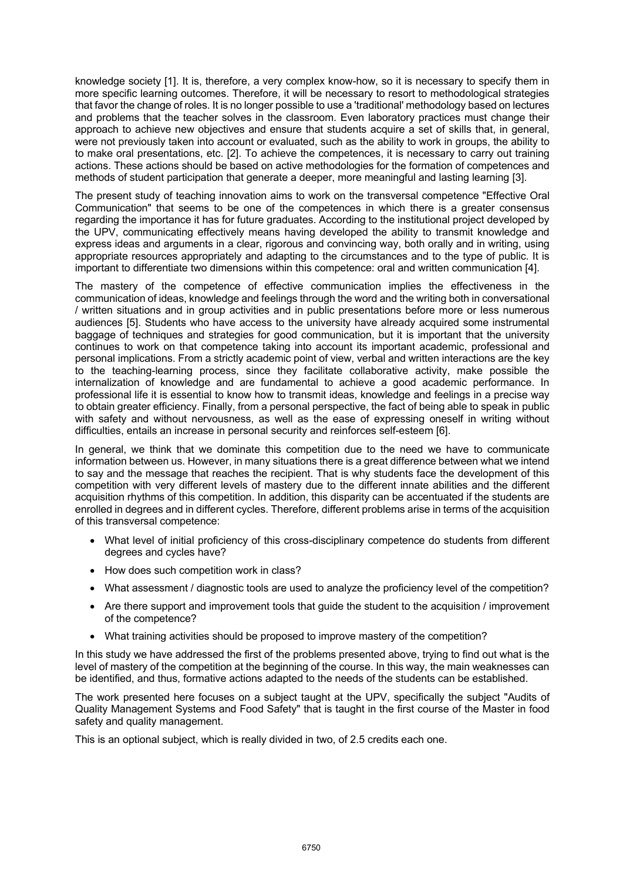knowledge society [1]. It is, therefore, a very complex know-how, so it is necessary to specify them in more specific learning outcomes. Therefore, it will be necessary to resort to methodological strategies that favor the change of roles. It is no longer possible to use a 'traditional' methodology based on lectures and problems that the teacher solves in the classroom. Even laboratory practices must change their approach to achieve new objectives and ensure that students acquire a set of skills that, in general, were not previously taken into account or evaluated, such as the ability to work in groups, the ability to to make oral presentations, etc. [2]. To achieve the competences, it is necessary to carry out training actions. These actions should be based on active methodologies for the formation of competences and methods of student participation that generate a deeper, more meaningful and lasting learning [3].

The present study of teaching innovation aims to work on the transversal competence "Effective Oral Communication" that seems to be one of the competences in which there is a greater consensus regarding the importance it has for future graduates. According to the institutional project developed by the UPV, communicating effectively means having developed the ability to transmit knowledge and express ideas and arguments in a clear, rigorous and convincing way, both orally and in writing, using appropriate resources appropriately and adapting to the circumstances and to the type of public. It is important to differentiate two dimensions within this competence: oral and written communication [4].

The mastery of the competence of effective communication implies the effectiveness in the communication of ideas, knowledge and feelings through the word and the writing both in conversational / written situations and in group activities and in public presentations before more or less numerous audiences [5]. Students who have access to the university have already acquired some instrumental baggage of techniques and strategies for good communication, but it is important that the university continues to work on that competence taking into account its important academic, professional and personal implications. From a strictly academic point of view, verbal and written interactions are the key to the teaching-learning process, since they facilitate collaborative activity, make possible the internalization of knowledge and are fundamental to achieve a good academic performance. In professional life it is essential to know how to transmit ideas, knowledge and feelings in a precise way to obtain greater efficiency. Finally, from a personal perspective, the fact of being able to speak in public with safety and without nervousness, as well as the ease of expressing oneself in writing without difficulties, entails an increase in personal security and reinforces self-esteem [6].

In general, we think that we dominate this competition due to the need we have to communicate information between us. However, in many situations there is a great difference between what we intend to say and the message that reaches the recipient. That is why students face the development of this competition with very different levels of mastery due to the different innate abilities and the different acquisition rhythms of this competition. In addition, this disparity can be accentuated if the students are enrolled in degrees and in different cycles. Therefore, different problems arise in terms of the acquisition of this transversal competence:

- What level of initial proficiency of this cross-disciplinary competence do students from different degrees and cycles have?
- How does such competition work in class?
- What assessment / diagnostic tools are used to analyze the proficiency level of the competition?
- Are there support and improvement tools that guide the student to the acquisition / improvement of the competence?
- What training activities should be proposed to improve mastery of the competition?

In this study we have addressed the first of the problems presented above, trying to find out what is the level of mastery of the competition at the beginning of the course. In this way, the main weaknesses can be identified, and thus, formative actions adapted to the needs of the students can be established.

The work presented here focuses on a subject taught at the UPV, specifically the subject "Audits of Quality Management Systems and Food Safety" that is taught in the first course of the Master in food safety and quality management.

This is an optional subject, which is really divided in two, of 2.5 credits each one.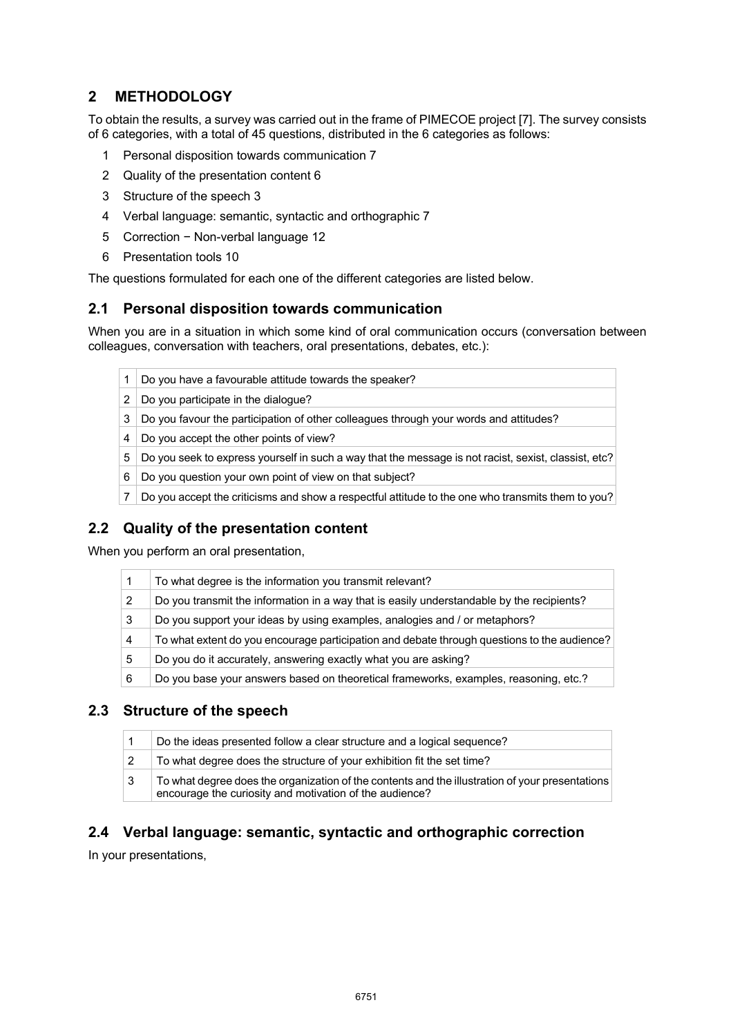## 2 METHODOLOGY

To obtain the results, a survey was carried out in the frame of PIMECOE project [7]. The survey consists of 6 categories, with a total of 45 questions, distributed in the 6 categories as follows:

1. Personal disposition towards communication 7
2. Quality of the presentation content 6
3. Structure of the speech 3
4. Verbal language: semantic, syntactic and orthographic 7
5. Correction − Non-verbal language 12
6. Presentation tools 10

The questions formulated for each one of the different categories are listed below.

### 2.1 Personal disposition towards communication

When you are in a situation in which some kind of oral communication occurs (conversation between colleagues, conversation with teachers, oral presentations, debates, etc.):

| | |
|---|---|
| 1 | Do you have a favourable attitude towards the speaker? |
| 2 | Do you participate in the dialogue? |
| 3 | Do you favour the participation of other colleagues through your words and attitudes? |
| 4 | Do you accept the other points of view? |
| 5 | Do you seek to express yourself in such a way that the message is not racist, sexist, classist, etc? |
| 6 | Do you question your own point of view on that subject? |
| 7 | Do you accept the criticisms and show a respectful attitude to the one who transmits them to you? |

### 2.2 Quality of the presentation content

When you perform an oral presentation,

| | |
|---|---|
| 1 | To what degree is the information you transmit relevant? |
| 2 | Do you transmit the information in a way that is easily understandable by the recipients? |
| 3 | Do you support your ideas by using examples, analogies and / or metaphors? |
| 4 | To what extent do you encourage participation and debate through questions to the audience? |
| 5 | Do you do it accurately, answering exactly what you are asking? |
| 6 | Do you base your answers based on theoretical frameworks, examples, reasoning, etc.? |

### 2.3 Structure of the speech

| | |
|---|---|
| 1 | Do the ideas presented follow a clear structure and a logical sequence? |
| 2 | To what degree does the structure of your exhibition fit the set time? |
| 3 | To what degree does the organization of the contents and the illustration of your presentations encourage the curiosity and motivation of the audience? |

### 2.4 Verbal language: semantic, syntactic and orthographic correction

In your presentations,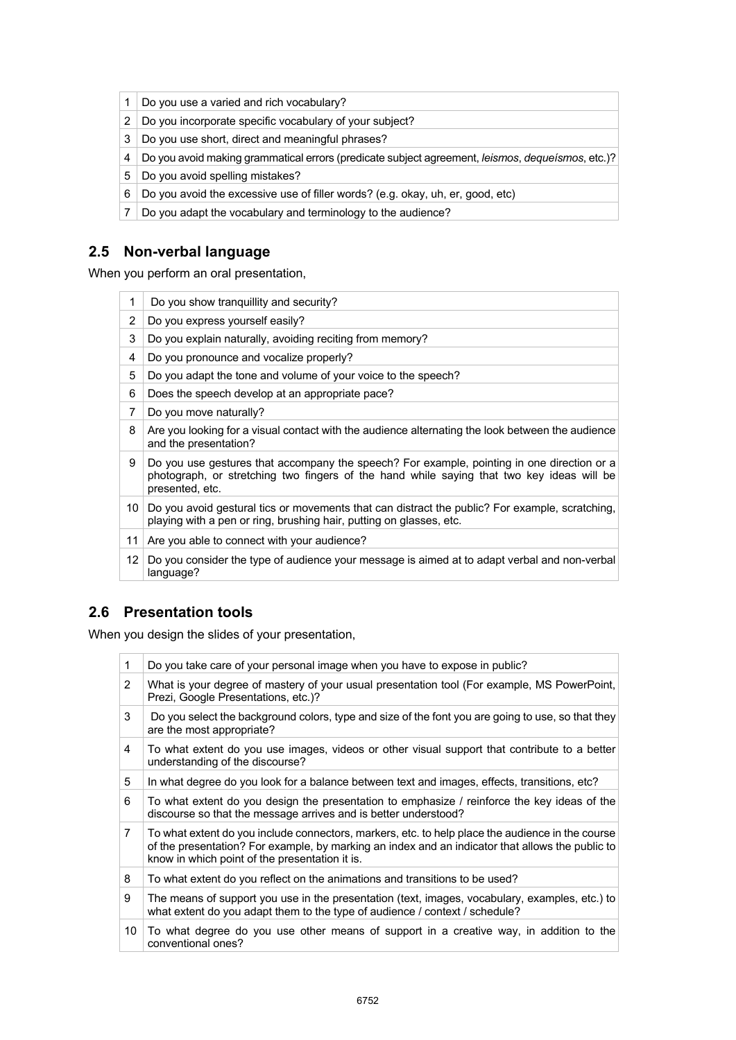| | |
|---|---|
| 1 | Do you use a varied and rich vocabulary? |
| 2 | Do you incorporate specific vocabulary of your subject? |
| 3 | Do you use short, direct and meaningful phrases? |
| 4 | Do you avoid making grammatical errors (predicate subject agreement, *leismos*, *dequeísmos*, etc.)? |
| 5 | Do you avoid spelling mistakes? |
| 6 | Do you avoid the excessive use of filler words? (e.g. okay, uh, er, good, etc) |
| 7 | Do you adapt the vocabulary and terminology to the audience? |

## 2.5 Non-verbal language

When you perform an oral presentation,

| | |
|---|---|
| 1 | Do you show tranquillity and security? |
| 2 | Do you express yourself easily? |
| 3 | Do you explain naturally, avoiding reciting from memory? |
| 4 | Do you pronounce and vocalize properly? |
| 5 | Do you adapt the tone and volume of your voice to the speech? |
| 6 | Does the speech develop at an appropriate pace? |
| 7 | Do you move naturally? |
| 8 | Are you looking for a visual contact with the audience alternating the look between the audience and the presentation? |
| 9 | Do you use gestures that accompany the speech? For example, pointing in one direction or a photograph, or stretching two fingers of the hand while saying that two key ideas will be presented, etc. |
| 10 | Do you avoid gestural tics or movements that can distract the public? For example, scratching, playing with a pen or ring, brushing hair, putting on glasses, etc. |
| 11 | Are you able to connect with your audience? |
| 12 | Do you consider the type of audience your message is aimed at to adapt verbal and non-verbal language? |

## 2.6 Presentation tools

When you design the slides of your presentation,

| | |
|---|---|
| 1 | Do you take care of your personal image when you have to expose in public? |
| 2 | What is your degree of mastery of your usual presentation tool (For example, MS PowerPoint, Prezi, Google Presentations, etc.)? |
| 3 | Do you select the background colors, type and size of the font you are going to use, so that they are the most appropriate? |
| 4 | To what extent do you use images, videos or other visual support that contribute to a better understanding of the discourse? |
| 5 | In what degree do you look for a balance between text and images, effects, transitions, etc? |
| 6 | To what extent do you design the presentation to emphasize / reinforce the key ideas of the discourse so that the message arrives and is better understood? |
| 7 | To what extent do you include connectors, markers, etc. to help place the audience in the course of the presentation? For example, by marking an index and an indicator that allows the public to know in which point of the presentation it is. |
| 8 | To what extent do you reflect on the animations and transitions to be used? |
| 9 | The means of support you use in the presentation (text, images, vocabulary, examples, etc.) to what extent do you adapt them to the type of audience / context / schedule? |
| 10 | To what degree do you use other means of support in a creative way, in addition to the conventional ones? |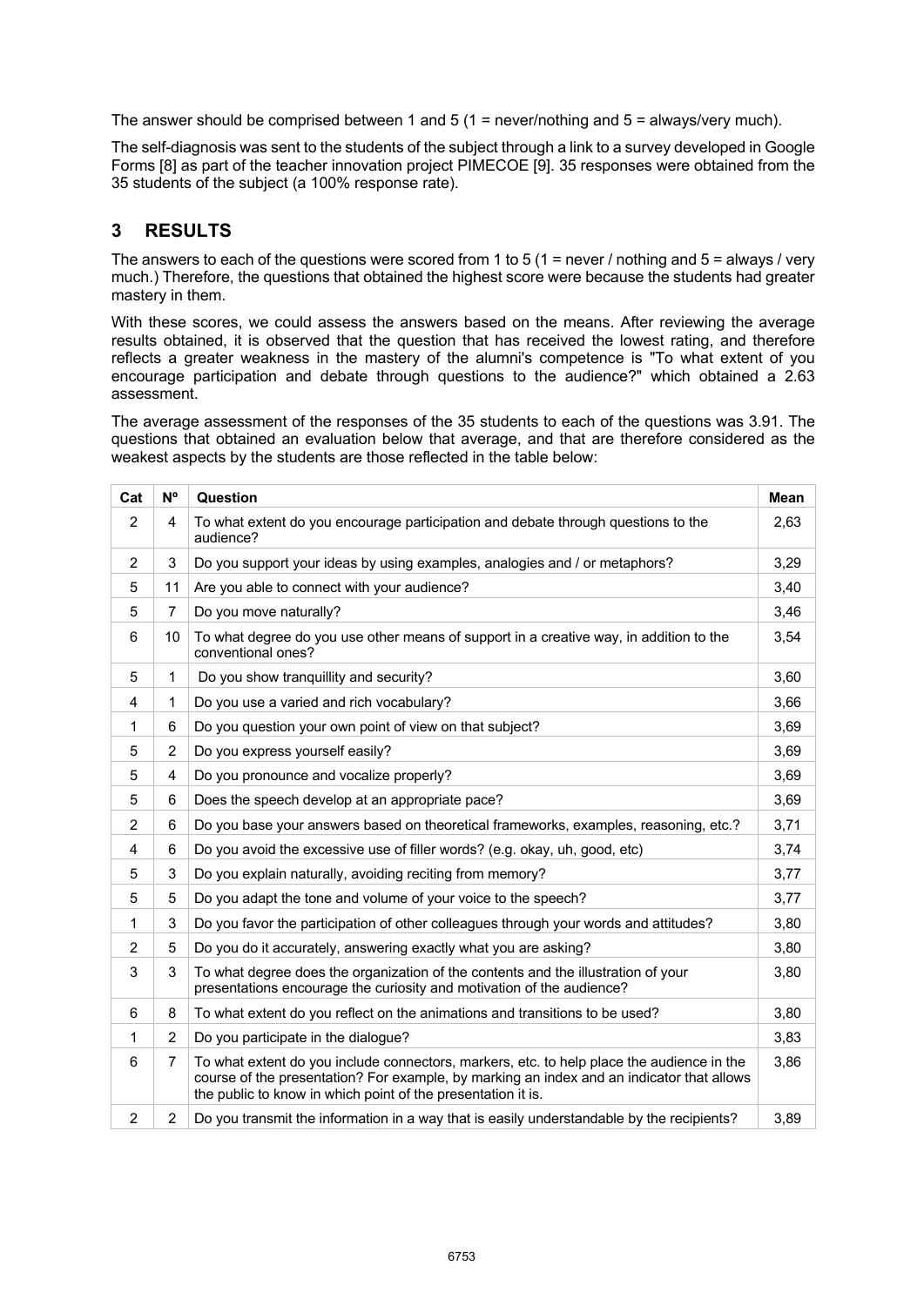The answer should be comprised between 1 and 5 (1 = never/nothing and 5 = always/very much).

The self-diagnosis was sent to the students of the subject through a link to a survey developed in Google Forms [8] as part of the teacher innovation project PIMECOE [9]. 35 responses were obtained from the 35 students of the subject (a 100% response rate).

## 3 RESULTS

The answers to each of the questions were scored from 1 to 5 (1 = never / nothing and 5 = always / very much.) Therefore, the questions that obtained the highest score were because the students had greater mastery in them.

With these scores, we could assess the answers based on the means. After reviewing the average results obtained, it is observed that the question that has received the lowest rating, and therefore reflects a greater weakness in the mastery of the alumni's competence is "To what extent of you encourage participation and debate through questions to the audience?" which obtained a 2.63 assessment.

The average assessment of the responses of the 35 students to each of the questions was 3.91. The questions that obtained an evaluation below that average, and that are therefore considered as the weakest aspects by the students are those reflected in the table below:

| Cat | Nº | Question | Mean |
|---|---|---|---|
| 2 | 4 | To what extent do you encourage participation and debate through questions to the audience? | 2,63 |
| 2 | 3 | Do you support your ideas by using examples, analogies and / or metaphors? | 3,29 |
| 5 | 11 | Are you able to connect with your audience? | 3,40 |
| 5 | 7 | Do you move naturally? | 3,46 |
| 6 | 10 | To what degree do you use other means of support in a creative way, in addition to the conventional ones? | 3,54 |
| 5 | 1 | Do you show tranquillity and security? | 3,60 |
| 4 | 1 | Do you use a varied and rich vocabulary? | 3,66 |
| 1 | 6 | Do you question your own point of view on that subject? | 3,69 |
| 5 | 2 | Do you express yourself easily? | 3,69 |
| 5 | 4 | Do you pronounce and vocalize properly? | 3,69 |
| 5 | 6 | Does the speech develop at an appropriate pace? | 3,69 |
| 2 | 6 | Do you base your answers based on theoretical frameworks, examples, reasoning, etc.? | 3,71 |
| 4 | 6 | Do you avoid the excessive use of filler words? (e.g. okay, uh, good, etc) | 3,74 |
| 5 | 3 | Do you explain naturally, avoiding reciting from memory? | 3,77 |
| 5 | 5 | Do you adapt the tone and volume of your voice to the speech? | 3,77 |
| 1 | 3 | Do you favor the participation of other colleagues through your words and attitudes? | 3,80 |
| 2 | 5 | Do you do it accurately, answering exactly what you are asking? | 3,80 |
| 3 | 3 | To what degree does the organization of the contents and the illustration of your presentations encourage the curiosity and motivation of the audience? | 3,80 |
| 6 | 8 | To what extent do you reflect on the animations and transitions to be used? | 3,80 |
| 1 | 2 | Do you participate in the dialogue? | 3,83 |
| 6 | 7 | To what extent do you include connectors, markers, etc. to help place the audience in the course of the presentation? For example, by marking an index and an indicator that allows the public to know in which point of the presentation it is. | 3,86 |
| 2 | 2 | Do you transmit the information in a way that is easily understandable by the recipients? | 3,89 |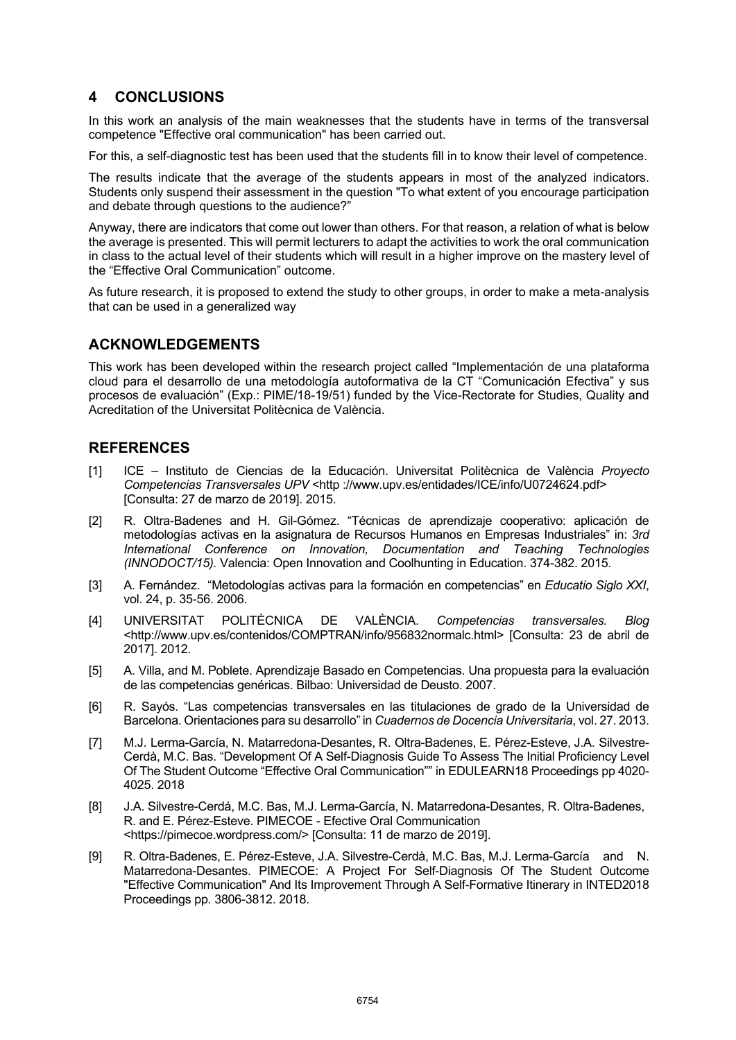## 4 CONCLUSIONS

In this work an analysis of the main weaknesses that the students have in terms of the transversal competence "Effective oral communication" has been carried out.

For this, a self-diagnostic test has been used that the students fill in to know their level of competence.

The results indicate that the average of the students appears in most of the analyzed indicators. Students only suspend their assessment in the question "To what extent of you encourage participation and debate through questions to the audience?"

Anyway, there are indicators that come out lower than others. For that reason, a relation of what is below the average is presented. This will permit lecturers to adapt the activities to work the oral communication in class to the actual level of their students which will result in a higher improve on the mastery level of the "Effective Oral Communication" outcome.

As future research, it is proposed to extend the study to other groups, in order to make a meta-analysis that can be used in a generalized way

## ACKNOWLEDGEMENTS

This work has been developed within the research project called "Implementación de una plataforma cloud para el desarrollo de una metodología autoformativa de la CT "Comunicación Efectiva" y sus procesos de evaluación" (Exp.: PIME/18-19/51) funded by the Vice-Rectorate for Studies, Quality and Acreditation of the Universitat Politècnica de València.

## REFERENCES

[1] ICE – Instituto de Ciencias de la Educación. Universitat Politècnica de València *Proyecto Competencias Transversales UPV* <http ://www.upv.es/entidades/ICE/info/U0724624.pdf> [Consulta: 27 de marzo de 2019]. 2015.

[2] R. Oltra-Badenes and H. Gil-Gómez. "Técnicas de aprendizaje cooperativo: aplicación de metodologías activas en la asignatura de Recursos Humanos en Empresas Industriales" in: *3rd International Conference on Innovation, Documentation and Teaching Technologies (INNODOCT/15).* Valencia: Open Innovation and Coolhunting in Education. 374-382. 2015.

[3] A. Fernández. "Metodologías activas para la formación en competencias" en *Educatio Siglo XXI*, vol. 24, p. 35-56. 2006.

[4] UNIVERSITAT POLITÈCNICA DE VALÈNCIA. *Competencias transversales. Blog* <http://www.upv.es/contenidos/COMPTRAN/info/956832normalc.html> [Consulta: 23 de abril de 2017]. 2012.

[5] A. Villa, and M. Poblete. Aprendizaje Basado en Competencias. Una propuesta para la evaluación de las competencias genéricas. Bilbao: Universidad de Deusto. 2007.

[6] R. Sayós. "Las competencias transversales en las titulaciones de grado de la Universidad de Barcelona. Orientaciones para su desarrollo" in *Cuadernos de Docencia Universitaria*, vol. 27. 2013.

[7] M.J. Lerma-García, N. Matarredona-Desantes, R. Oltra-Badenes, E. Pérez-Esteve, J.A. Silvestre-Cerdà, M.C. Bas. "Development Of A Self-Diagnosis Guide To Assess The Initial Proficiency Level Of The Student Outcome "Effective Oral Communication"" in EDULEARN18 Proceedings pp 4020-4025. 2018

[8] J.A. Silvestre-Cerdá, M.C. Bas, M.J. Lerma-García, N. Matarredona-Desantes, R. Oltra-Badenes, R. and E. Pérez-Esteve. PIMECOE - Efective Oral Communication <https://pimecoe.wordpress.com/> [Consulta: 11 de marzo de 2019].

[9] R. Oltra-Badenes, E. Pérez-Esteve, J.A. Silvestre-Cerdà, M.C. Bas, M.J. Lerma-García and N. Matarredona-Desantes. PIMECOE: A Project For Self-Diagnosis Of The Student Outcome "Effective Communication" And Its Improvement Through A Self-Formative Itinerary in INTED2018 Proceedings pp. 3806-3812. 2018.